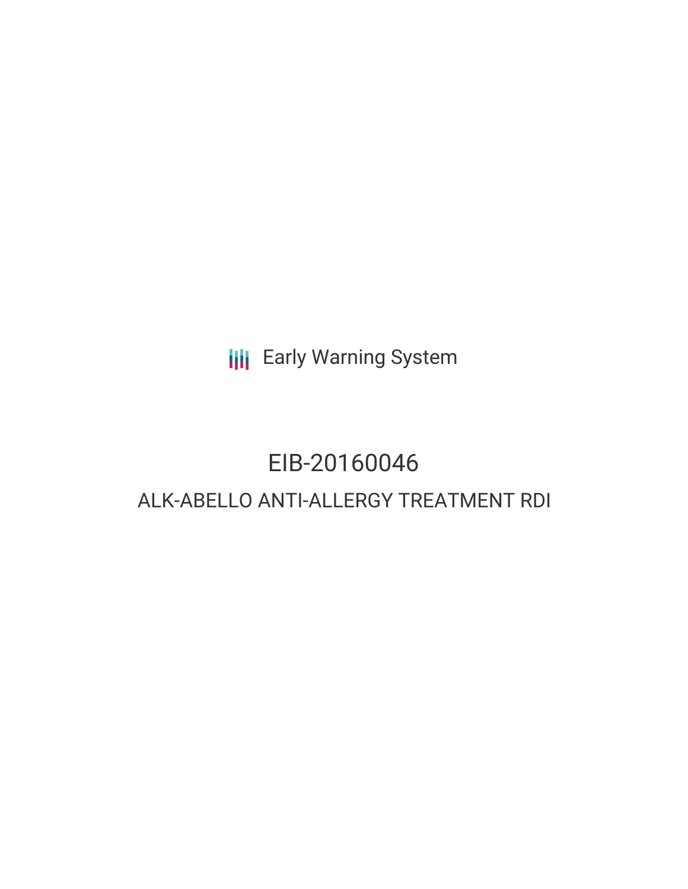Early Warning System

# EIB-20160046

## ALK-ABELLO ANTI-ALLERGY TREATMENT RDI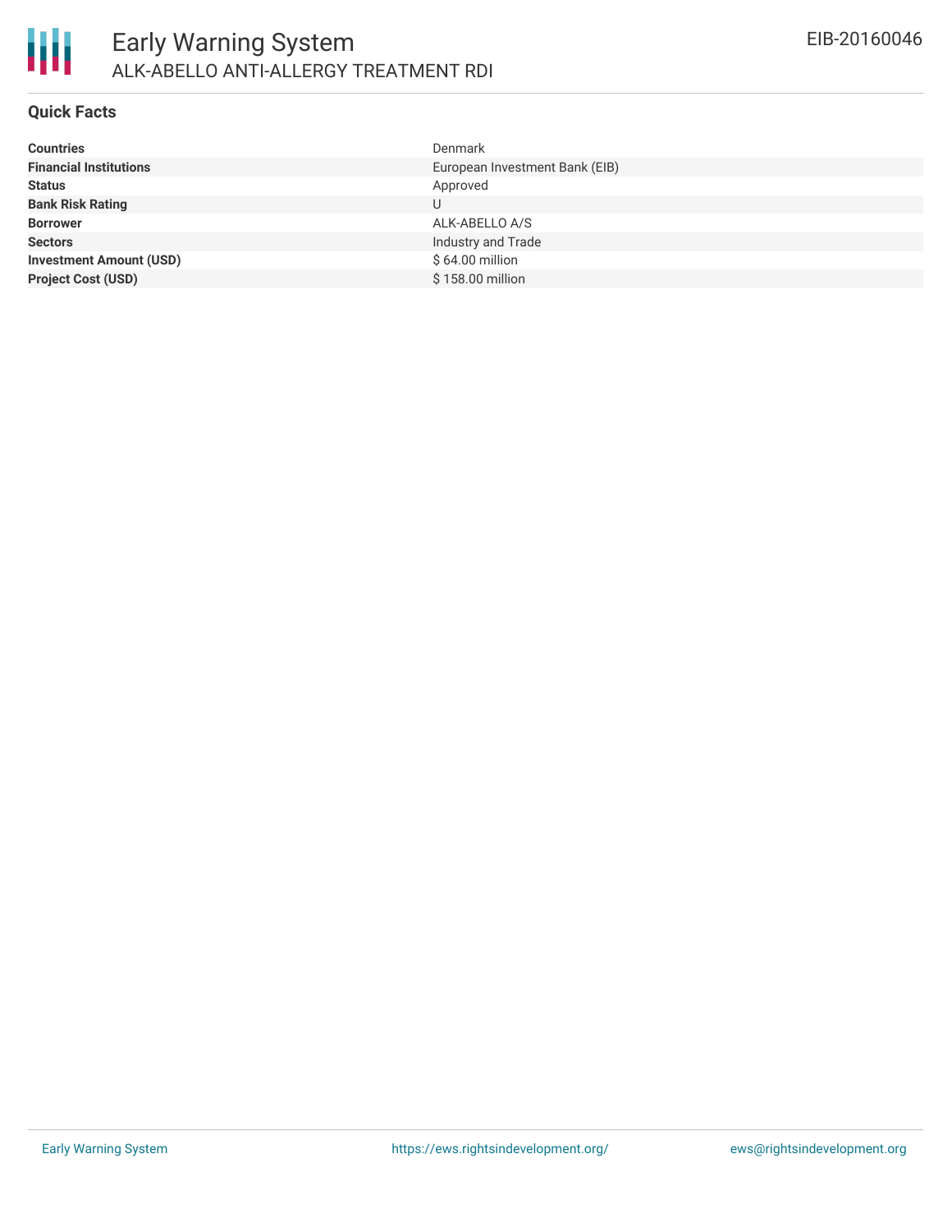## Quick Facts

| | |
|---|---|
| **Countries** | Denmark |
| **Financial Institutions** | European Investment Bank (EIB) |
| **Status** | Approved |
| **Bank Risk Rating** | U |
| **Borrower** | ALK-ABELLO A/S |
| **Sectors** | Industry and Trade |
| **Investment Amount (USD)** | $ 64.00 million |
| **Project Cost (USD)** | $ 158.00 million |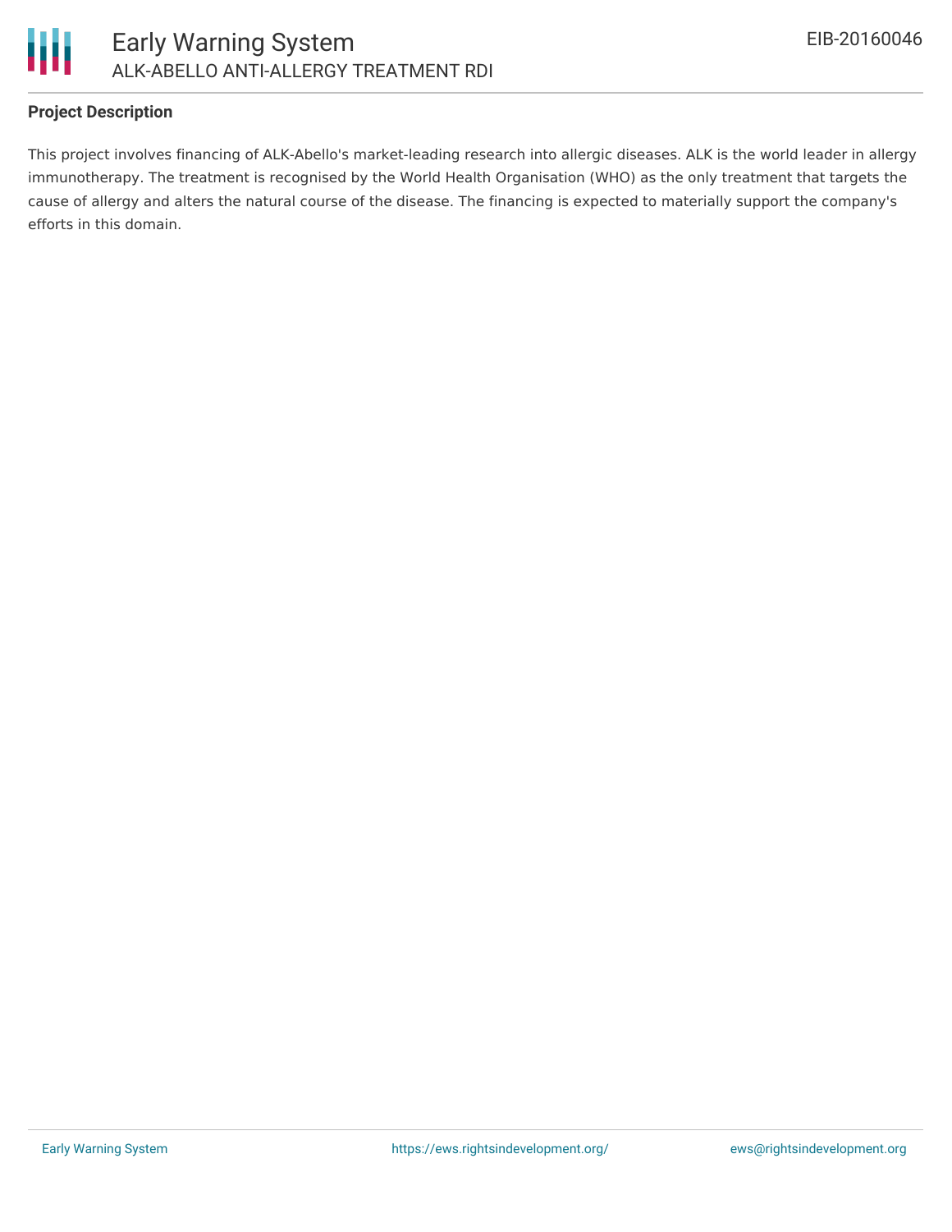## Project Description

This project involves financing of ALK-Abello's market-leading research into allergic diseases. ALK is the world leader in allergy immunotherapy. The treatment is recognised by the World Health Organisation (WHO) as the only treatment that targets the cause of allergy and alters the natural course of the disease. The financing is expected to materially support the company's efforts in this domain.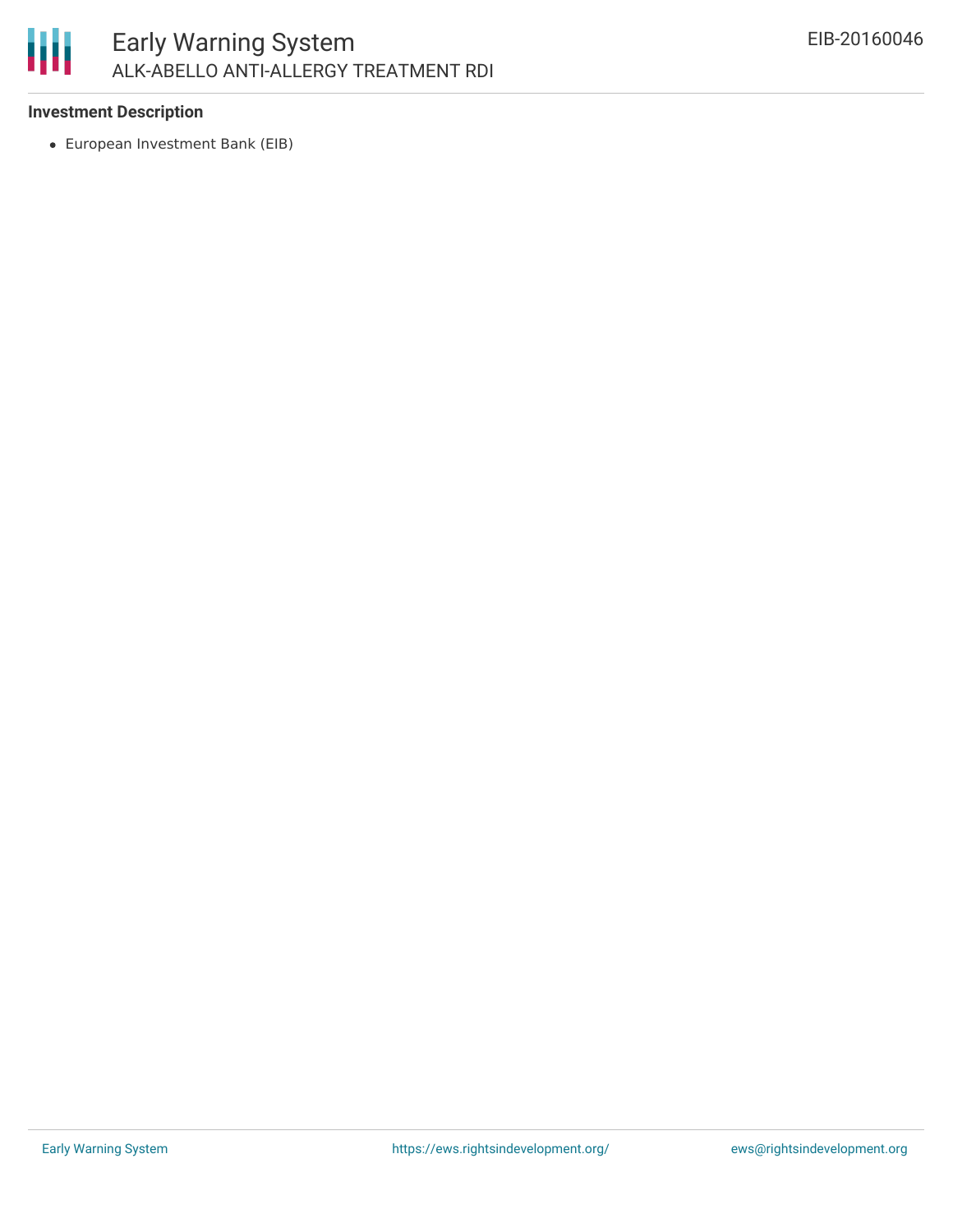### Investment Description

- European Investment Bank (EIB)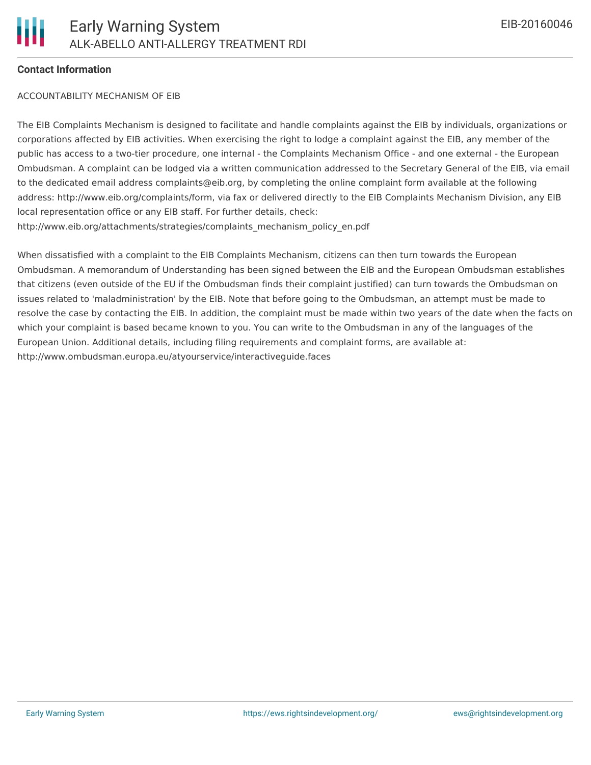**Contact Information**

ACCOUNTABILITY MECHANISM OF EIB

The EIB Complaints Mechanism is designed to facilitate and handle complaints against the EIB by individuals, organizations or corporations affected by EIB activities. When exercising the right to lodge a complaint against the EIB, any member of the public has access to a two-tier procedure, one internal - the Complaints Mechanism Office - and one external - the European Ombudsman. A complaint can be lodged via a written communication addressed to the Secretary General of the EIB, via email to the dedicated email address complaints@eib.org, by completing the online complaint form available at the following address: http://www.eib.org/complaints/form, via fax or delivered directly to the EIB Complaints Mechanism Division, any EIB local representation office or any EIB staff. For further details, check: http://www.eib.org/attachments/strategies/complaints_mechanism_policy_en.pdf

When dissatisfied with a complaint to the EIB Complaints Mechanism, citizens can then turn towards the European Ombudsman. A memorandum of Understanding has been signed between the EIB and the European Ombudsman establishes that citizens (even outside of the EU if the Ombudsman finds their complaint justified) can turn towards the Ombudsman on issues related to 'maladministration' by the EIB. Note that before going to the Ombudsman, an attempt must be made to resolve the case by contacting the EIB. In addition, the complaint must be made within two years of the date when the facts on which your complaint is based became known to you. You can write to the Ombudsman in any of the languages of the European Union. Additional details, including filing requirements and complaint forms, are available at: http://www.ombudsman.europa.eu/atyourservice/interactiveguide.faces